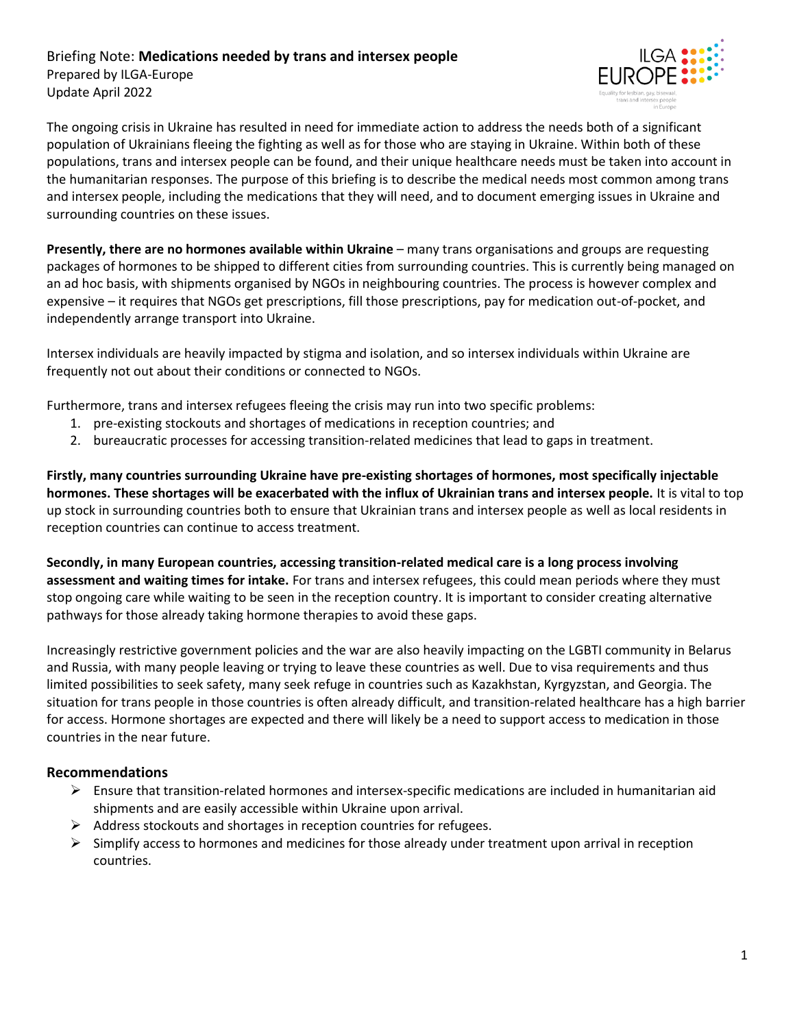Briefing Note: **Medications needed by trans and intersex people**
Prepared by ILGA-Europe
Update April 2022

The ongoing crisis in Ukraine has resulted in need for immediate action to address the needs both of a significant population of Ukrainians fleeing the fighting as well as for those who are staying in Ukraine. Within both of these populations, trans and intersex people can be found, and their unique healthcare needs must be taken into account in the humanitarian responses. The purpose of this briefing is to describe the medical needs most common among trans and intersex people, including the medications that they will need, and to document emerging issues in Ukraine and surrounding countries on these issues.

**Presently, there are no hormones available within Ukraine** – many trans organisations and groups are requesting packages of hormones to be shipped to different cities from surrounding countries. This is currently being managed on an ad hoc basis, with shipments organised by NGOs in neighbouring countries. The process is however complex and expensive – it requires that NGOs get prescriptions, fill those prescriptions, pay for medication out-of-pocket, and independently arrange transport into Ukraine.

Intersex individuals are heavily impacted by stigma and isolation, and so intersex individuals within Ukraine are frequently not out about their conditions or connected to NGOs.

Furthermore, trans and intersex refugees fleeing the crisis may run into two specific problems:

1. pre-existing stockouts and shortages of medications in reception countries; and
2. bureaucratic processes for accessing transition-related medicines that lead to gaps in treatment.

**Firstly, many countries surrounding Ukraine have pre-existing shortages of hormones, most specifically injectable hormones. These shortages will be exacerbated with the influx of Ukrainian trans and intersex people.** It is vital to top up stock in surrounding countries both to ensure that Ukrainian trans and intersex people as well as local residents in reception countries can continue to access treatment.

**Secondly, in many European countries, accessing transition-related medical care is a long process involving assessment and waiting times for intake.** For trans and intersex refugees, this could mean periods where they must stop ongoing care while waiting to be seen in the reception country. It is important to consider creating alternative pathways for those already taking hormone therapies to avoid these gaps.

Increasingly restrictive government policies and the war are also heavily impacting on the LGBTI community in Belarus and Russia, with many people leaving or trying to leave these countries as well. Due to visa requirements and thus limited possibilities to seek safety, many seek refuge in countries such as Kazakhstan, Kyrgyzstan, and Georgia. The situation for trans people in those countries is often already difficult, and transition-related healthcare has a high barrier for access. Hormone shortages are expected and there will likely be a need to support access to medication in those countries in the near future.

## Recommendations

- Ensure that transition-related hormones and intersex-specific medications are included in humanitarian aid shipments and are easily accessible within Ukraine upon arrival.
- Address stockouts and shortages in reception countries for refugees.
- Simplify access to hormones and medicines for those already under treatment upon arrival in reception countries.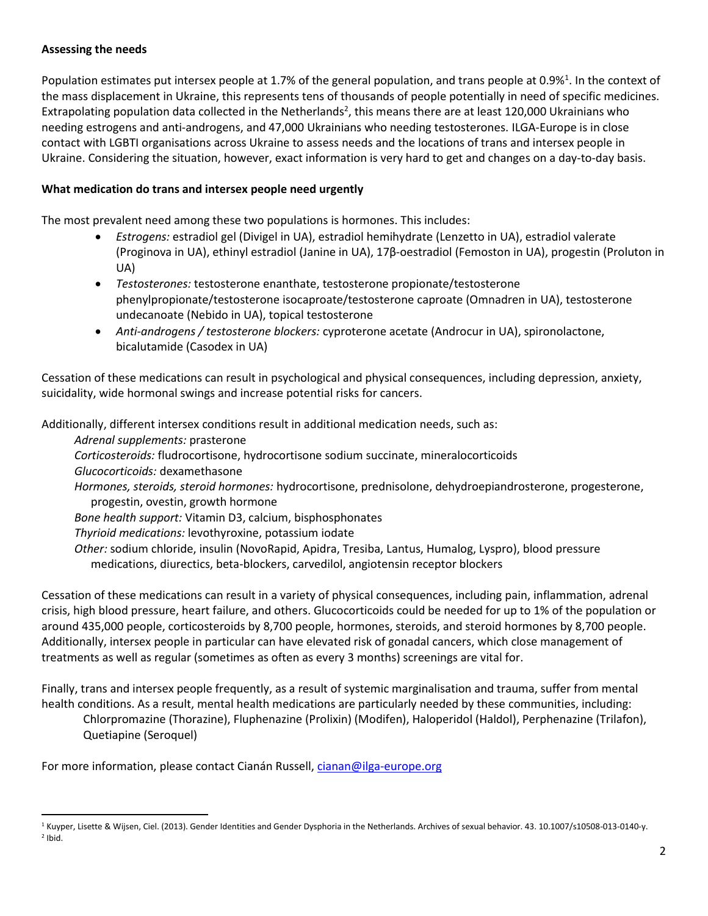**Assessing the needs**

Population estimates put intersex people at 1.7% of the general population, and trans people at 0.9%[1]. In the context of the mass displacement in Ukraine, this represents tens of thousands of people potentially in need of specific medicines. Extrapolating population data collected in the Netherlands[2], this means there are at least 120,000 Ukrainians who needing estrogens and anti-androgens, and 47,000 Ukrainians who needing testosterones. ILGA-Europe is in close contact with LGBTI organisations across Ukraine to assess needs and the locations of trans and intersex people in Ukraine. Considering the situation, however, exact information is very hard to get and changes on a day-to-day basis.

**What medication do trans and intersex people need urgently**

The most prevalent need among these two populations is hormones. This includes:

- *Estrogens:* estradiol gel (Divigel in UA), estradiol hemihydrate (Lenzetto in UA), estradiol valerate (Proginova in UA), ethinyl estradiol (Janine in UA), 17β-oestradiol (Femoston in UA), progestin (Proluton in UA)
- *Testosterones:* testosterone enanthate, testosterone propionate/testosterone phenylpropionate/testosterone isocaproate/testosterone caproate (Omnadren in UA), testosterone undecanoate (Nebido in UA), topical testosterone
- *Anti-androgens / testosterone blockers:* cyproterone acetate (Androcur in UA), spironolactone, bicalutamide (Casodex in UA)

Cessation of these medications can result in psychological and physical consequences, including depression, anxiety, suicidality, wide hormonal swings and increase potential risks for cancers.

Additionally, different intersex conditions result in additional medication needs, such as:

*Adrenal supplements:* prasterone
*Corticosteroids:* fludrocortisone, hydrocortisone sodium succinate, mineralocorticoids
*Glucocorticoids:* dexamethasone
*Hormones, steroids, steroid hormones:* hydrocortisone, prednisolone, dehydroepiandrosterone, progesterone, progestin, ovestin, growth hormone
*Bone health support:* Vitamin D3, calcium, bisphosphonates
*Thyroid medications:* levothyroxine, potassium iodate
*Other:* sodium chloride, insulin (NovoRapid, Apidra, Tresiba, Lantus, Humalog, Lyspro), blood pressure medications, diurectics, beta-blockers, carvedilol, angiotensin receptor blockers

Cessation of these medications can result in a variety of physical consequences, including pain, inflammation, adrenal crisis, high blood pressure, heart failure, and others. Glucocorticoids could be needed for up to 1% of the population or around 435,000 people, corticosteroids by 8,700 people, hormones, steroids, and steroid hormones by 8,700 people. Additionally, intersex people in particular can have elevated risk of gonadal cancers, which close management of treatments as well as regular (sometimes as often as every 3 months) screenings are vital for.

Finally, trans and intersex people frequently, as a result of systemic marginalisation and trauma, suffer from mental health conditions. As a result, mental health medications are particularly needed by these communities, including:

Chlorpromazine (Thorazine), Fluphenazine (Prolixin) (Modifen), Haloperidol (Haldol), Perphenazine (Trilafon), Quetiapine (Seroquel)

For more information, please contact Cianán Russell, cianan@ilga-europe.org

---

[1] Kuyper, Lisette & Wijsen, Ciel. (2013). Gender Identities and Gender Dysphoria in the Netherlands. Archives of sexual behavior. 43. 10.1007/s10508-013-0140-y.
[2] Ibid.